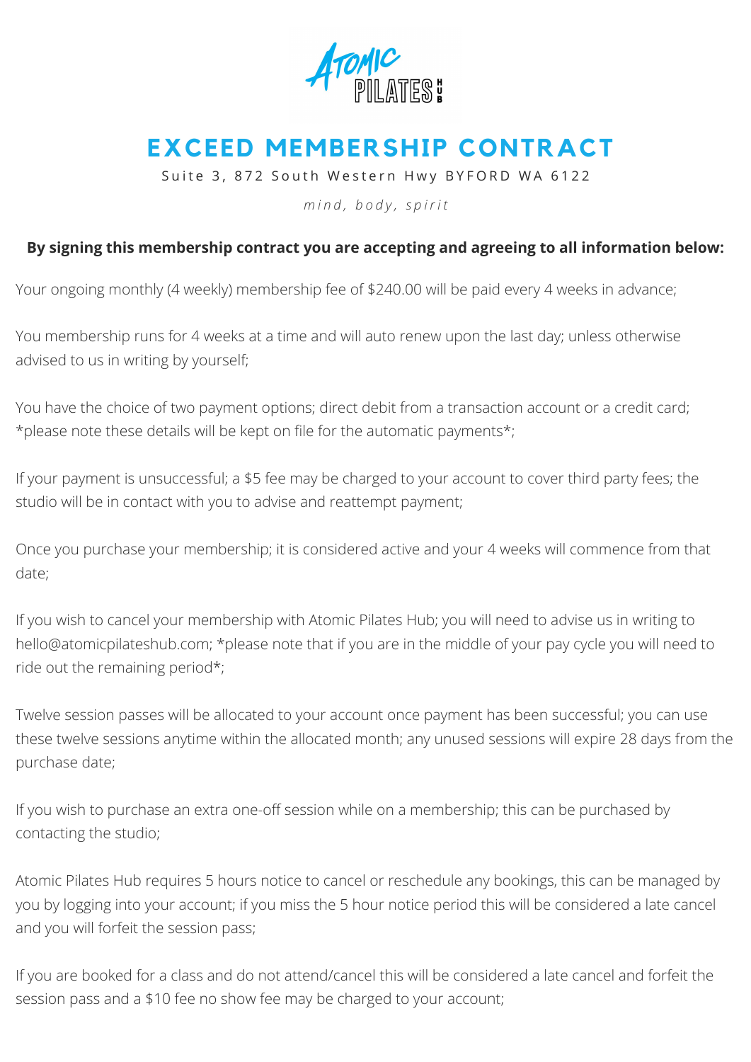# EXCEED MEMBERSHIP CONTRACT

Suite 3, 872 South Western Hwy BYFORD WA 6122

*mind, body, spirit*

**By signing this membership contract you are accepting and agreeing to all information below:**

Your ongoing monthly (4 weekly) membership fee of $240.00 will be paid every 4 weeks in advance;

You membership runs for 4 weeks at a time and will auto renew upon the last day; unless otherwise advised to us in writing by yourself;

You have the choice of two payment options; direct debit from a transaction account or a credit card; *please note these details will be kept on file for the automatic payments*;

If your payment is unsuccessful; a $5 fee may be charged to your account to cover third party fees; the studio will be in contact with you to advise and reattempt payment;

Once you purchase your membership; it is considered active and your 4 weeks will commence from that date;

If you wish to cancel your membership with Atomic Pilates Hub; you will need to advise us in writing to hello@atomicpilateshub.com; *please note that if you are in the middle of your pay cycle you will need to ride out the remaining period*;

Twelve session passes will be allocated to your account once payment has been successful; you can use these twelve sessions anytime within the allocated month; any unused sessions will expire 28 days from the purchase date;

If you wish to purchase an extra one-off session while on a membership; this can be purchased by contacting the studio;

Atomic Pilates Hub requires 5 hours notice to cancel or reschedule any bookings, this can be managed by you by logging into your account; if you miss the 5 hour notice period this will be considered a late cancel and you will forfeit the session pass;

If you are booked for a class and do not attend/cancel this will be considered a late cancel and forfeit the session pass and a $10 fee no show fee may be charged to your account;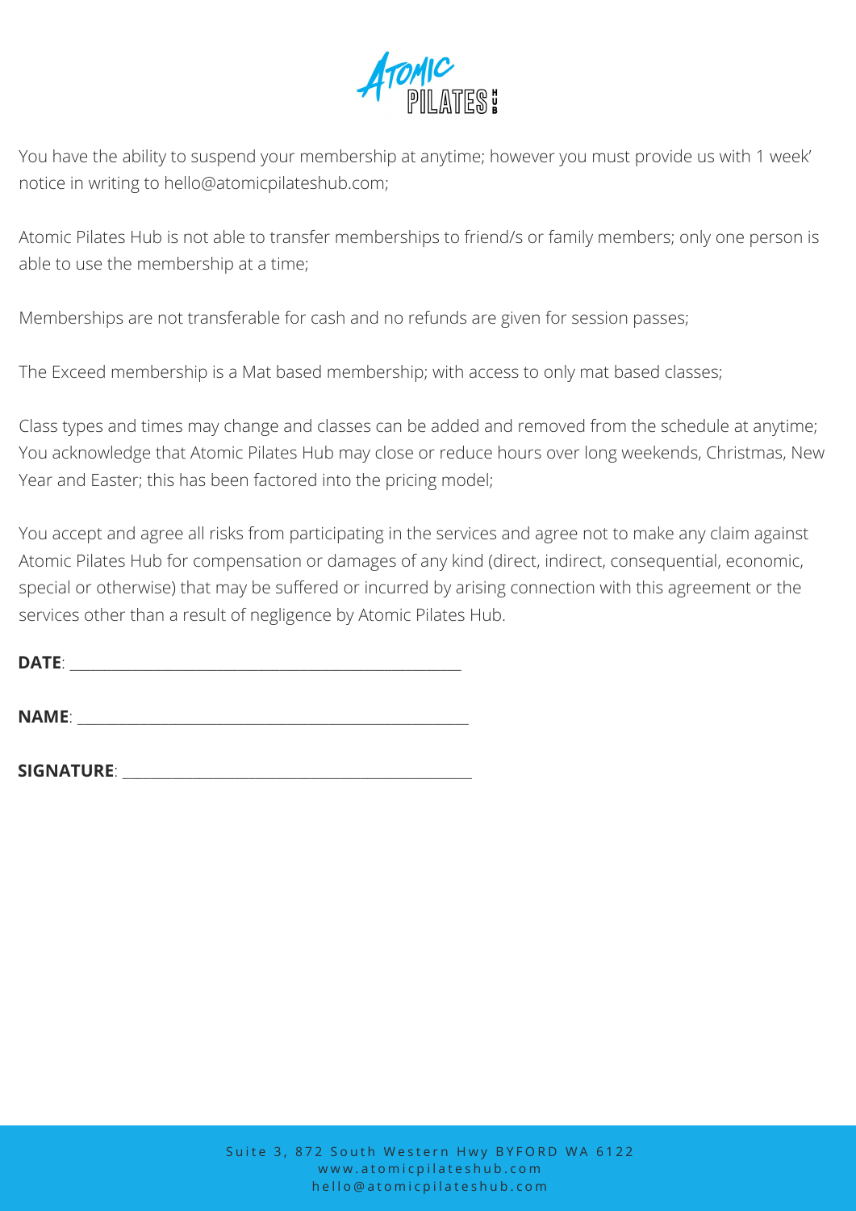You have the ability to suspend your membership at anytime; however you must provide us with 1 week' notice in writing to hello@atomicpilateshub.com;

Atomic Pilates Hub is not able to transfer memberships to friend/s or family members; only one person is able to use the membership at a time;

Memberships are not transferable for cash and no refunds are given for session passes;

The Exceed membership is a Mat based membership; with access to only mat based classes;

Class types and times may change and classes can be added and removed from the schedule at anytime; You acknowledge that Atomic Pilates Hub may close or reduce hours over long weekends, Christmas, New Year and Easter; this has been factored into the pricing model;

You accept and agree all risks from participating in the services and agree not to make any claim against Atomic Pilates Hub for compensation or damages of any kind (direct, indirect, consequential, economic, special or otherwise) that may be suffered or incurred by arising connection with this agreement or the services other than a result of negligence by Atomic Pilates Hub.

**DATE**: ________________________________________

**NAME**: ________________________________________

**SIGNATURE**: ____________________________________

Suite 3, 872 South Western Hwy BYFORD WA 6122
www.atomicpilateshub.com
hello@atomicpilateshub.com